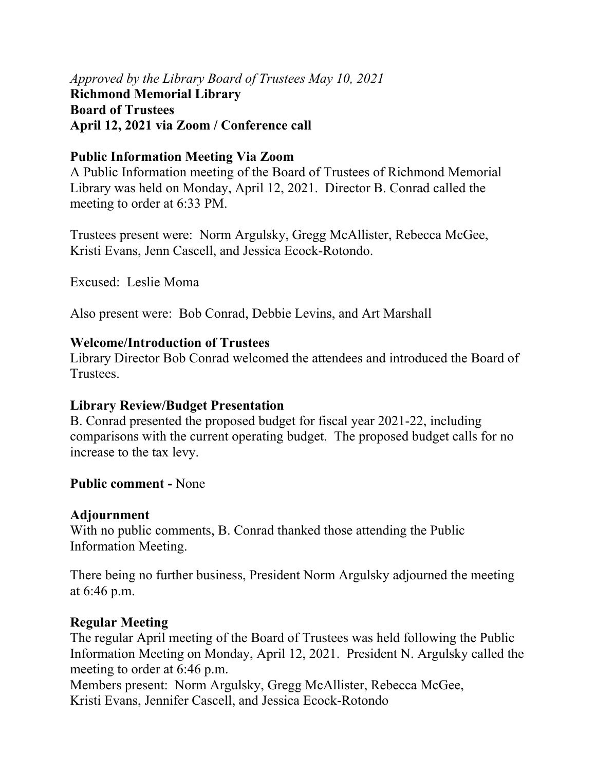*Approved by the Library Board of Trustees May 10, 2021*

**Richmond Memorial Library**
**Board of Trustees**
**April 12, 2021 via Zoom / Conference call**

**Public Information Meeting Via Zoom**

A Public Information meeting of the Board of Trustees of Richmond Memorial Library was held on Monday, April 12, 2021. Director B. Conrad called the meeting to order at 6:33 PM.

Trustees present were: Norm Argulsky, Gregg McAllister, Rebecca McGee, Kristi Evans, Jenn Cascell, and Jessica Ecock-Rotondo.

Excused: Leslie Moma

Also present were: Bob Conrad, Debbie Levins, and Art Marshall

**Welcome/Introduction of Trustees**

Library Director Bob Conrad welcomed the attendees and introduced the Board of Trustees.

**Library Review/Budget Presentation**

B. Conrad presented the proposed budget for fiscal year 2021-22, including comparisons with the current operating budget. The proposed budget calls for no increase to the tax levy.

**Public comment -** None

**Adjournment**

With no public comments, B. Conrad thanked those attending the Public Information Meeting.

There being no further business, President Norm Argulsky adjourned the meeting at 6:46 p.m.

**Regular Meeting**

The regular April meeting of the Board of Trustees was held following the Public Information Meeting on Monday, April 12, 2021. President N. Argulsky called the meeting to order at 6:46 p.m.

Members present: Norm Argulsky, Gregg McAllister, Rebecca McGee, Kristi Evans, Jennifer Cascell, and Jessica Ecock-Rotondo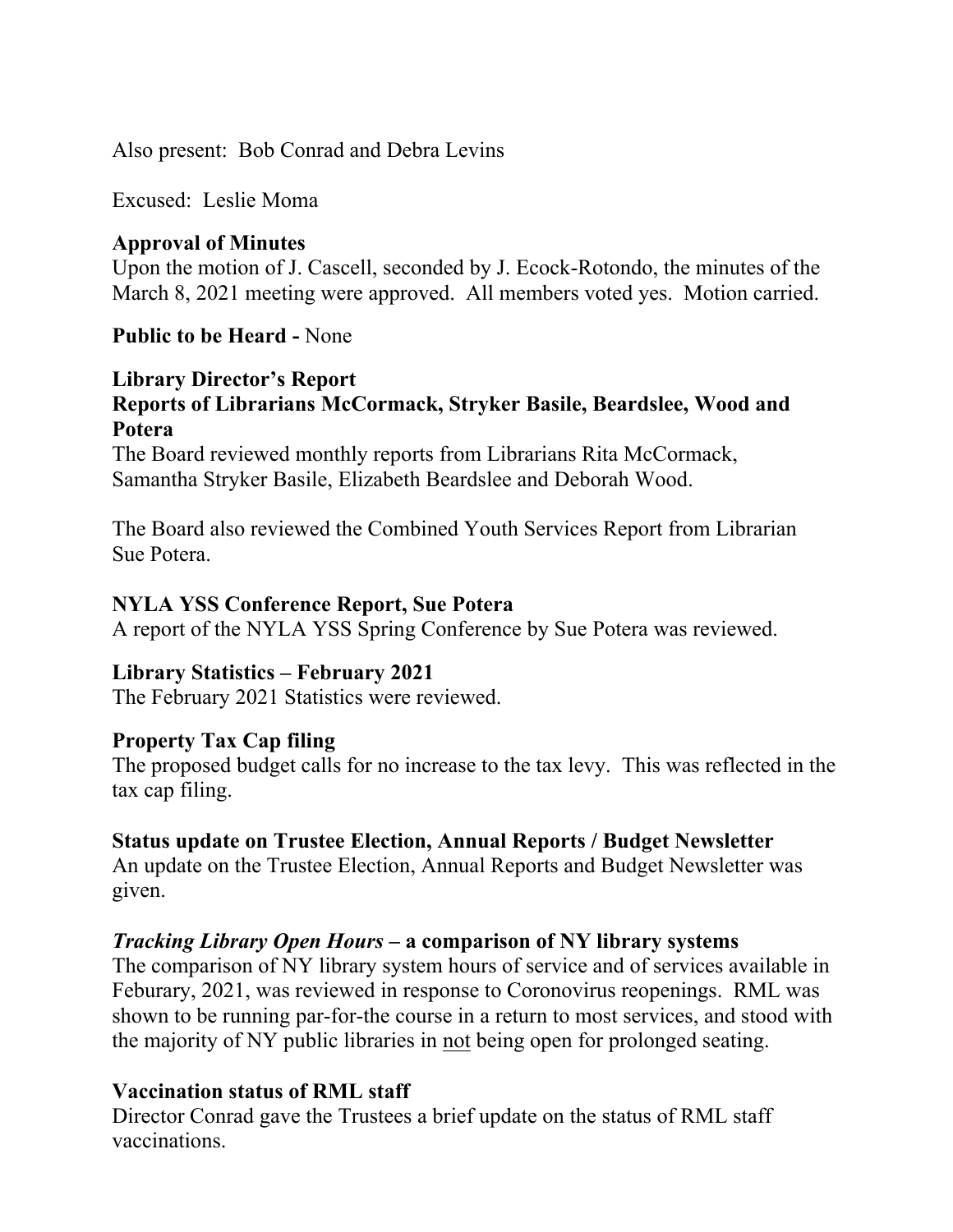Also present: Bob Conrad and Debra Levins

Excused: Leslie Moma

**Approval of Minutes**
Upon the motion of J. Cascell, seconded by J. Ecock-Rotondo, the minutes of the March 8, 2021 meeting were approved. All members voted yes. Motion carried.

**Public to be Heard -** None

**Library Director's Report**
**Reports of Librarians McCormack, Stryker Basile, Beardslee, Wood and Potera**
The Board reviewed monthly reports from Librarians Rita McCormack, Samantha Stryker Basile, Elizabeth Beardslee and Deborah Wood.

The Board also reviewed the Combined Youth Services Report from Librarian Sue Potera.

**NYLA YSS Conference Report, Sue Potera**
A report of the NYLA YSS Spring Conference by Sue Potera was reviewed.

**Library Statistics – February 2021**
The February 2021 Statistics were reviewed.

**Property Tax Cap filing**
The proposed budget calls for no increase to the tax levy. This was reflected in the tax cap filing.

**Status update on Trustee Election, Annual Reports / Budget Newsletter**
An update on the Trustee Election, Annual Reports and Budget Newsletter was given.

***Tracking Library Open Hours* – a comparison of NY library systems**
The comparison of NY library system hours of service and of services available in Feburary, 2021, was reviewed in response to Coronovirus reopenings. RML was shown to be running par-for-the course in a return to most services, and stood with the majority of NY public libraries in <u>not</u> being open for prolonged seating.

**Vaccination status of RML staff**
Director Conrad gave the Trustees a brief update on the status of RML staff vaccinations.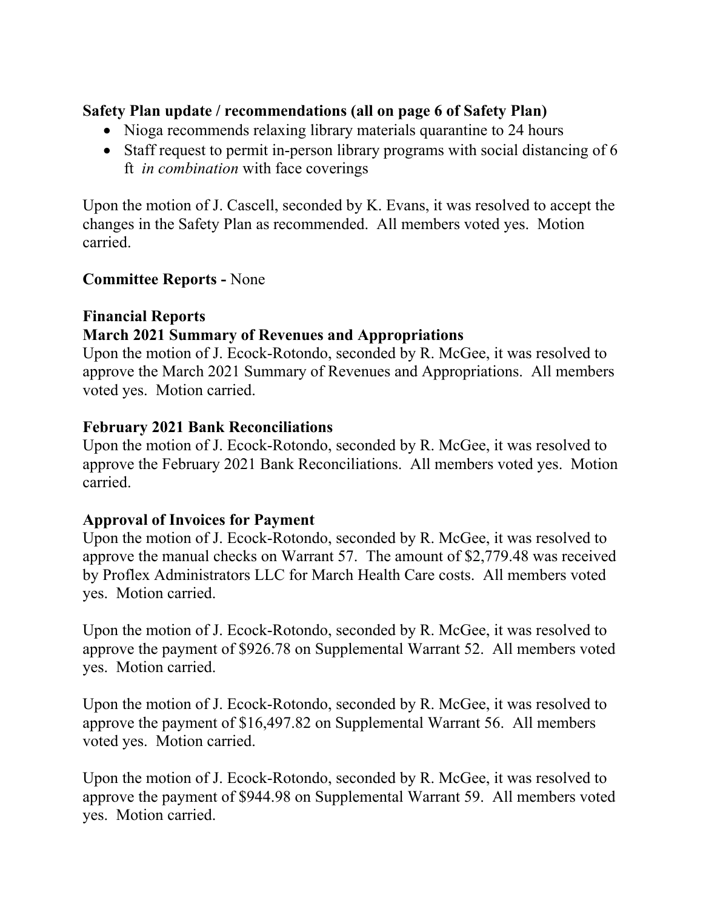**Safety Plan update / recommendations (all on page 6 of Safety Plan)**

- Nioga recommends relaxing library materials quarantine to 24 hours
- Staff request to permit in-person library programs with social distancing of 6 ft *in combination* with face coverings

Upon the motion of J. Cascell, seconded by K. Evans, it was resolved to accept the changes in the Safety Plan as recommended. All members voted yes. Motion carried.

**Committee Reports -** None

**Financial Reports**

**March 2021 Summary of Revenues and Appropriations**

Upon the motion of J. Ecock-Rotondo, seconded by R. McGee, it was resolved to approve the March 2021 Summary of Revenues and Appropriations. All members voted yes. Motion carried.

**February 2021 Bank Reconciliations**

Upon the motion of J. Ecock-Rotondo, seconded by R. McGee, it was resolved to approve the February 2021 Bank Reconciliations. All members voted yes. Motion carried.

**Approval of Invoices for Payment**

Upon the motion of J. Ecock-Rotondo, seconded by R. McGee, it was resolved to approve the manual checks on Warrant 57. The amount of $2,779.48 was received by Proflex Administrators LLC for March Health Care costs. All members voted yes. Motion carried.

Upon the motion of J. Ecock-Rotondo, seconded by R. McGee, it was resolved to approve the payment of $926.78 on Supplemental Warrant 52. All members voted yes. Motion carried.

Upon the motion of J. Ecock-Rotondo, seconded by R. McGee, it was resolved to approve the payment of $16,497.82 on Supplemental Warrant 56. All members voted yes. Motion carried.

Upon the motion of J. Ecock-Rotondo, seconded by R. McGee, it was resolved to approve the payment of $944.98 on Supplemental Warrant 59. All members voted yes. Motion carried.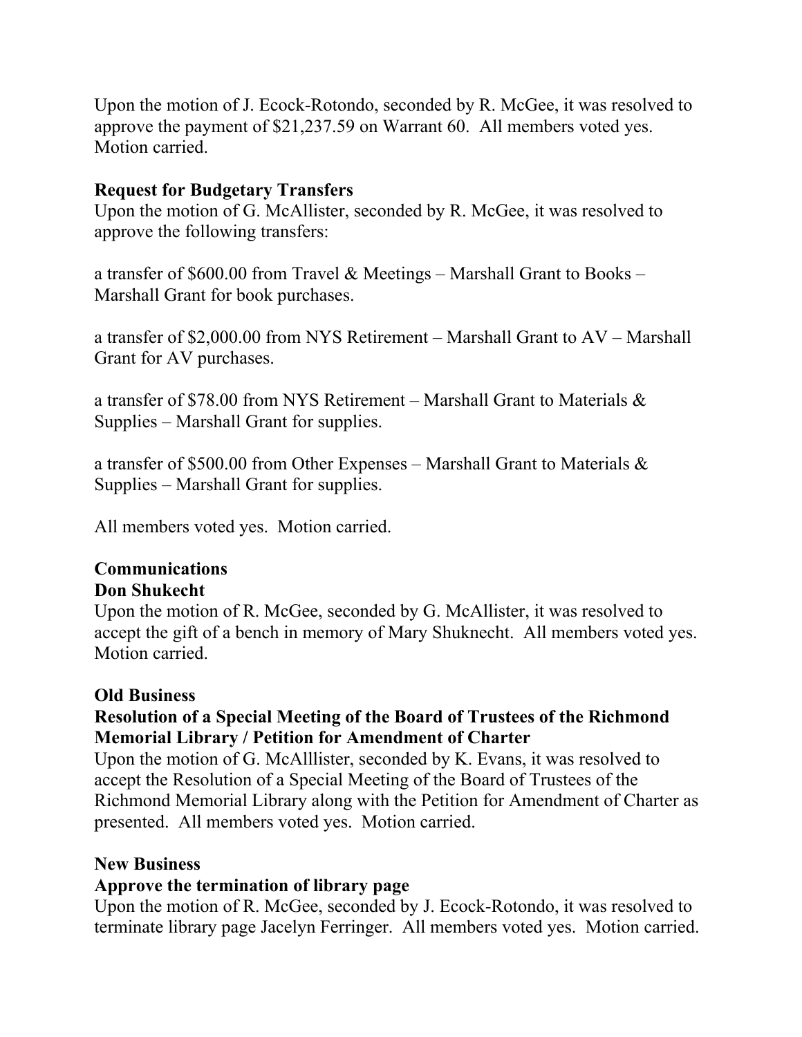Upon the motion of J. Ecock-Rotondo, seconded by R. McGee, it was resolved to approve the payment of $21,237.59 on Warrant 60. All members voted yes. Motion carried.

**Request for Budgetary Transfers**

Upon the motion of G. McAllister, seconded by R. McGee, it was resolved to approve the following transfers:

a transfer of $600.00 from Travel & Meetings – Marshall Grant to Books – Marshall Grant for book purchases.

a transfer of $2,000.00 from NYS Retirement – Marshall Grant to AV – Marshall Grant for AV purchases.

a transfer of $78.00 from NYS Retirement – Marshall Grant to Materials & Supplies – Marshall Grant for supplies.

a transfer of $500.00 from Other Expenses – Marshall Grant to Materials & Supplies – Marshall Grant for supplies.

All members voted yes. Motion carried.

**Communications**

**Don Shukecht**

Upon the motion of R. McGee, seconded by G. McAllister, it was resolved to accept the gift of a bench in memory of Mary Shuknecht. All members voted yes. Motion carried.

**Old Business**

**Resolution of a Special Meeting of the Board of Trustees of the Richmond Memorial Library / Petition for Amendment of Charter**

Upon the motion of G. McAlllister, seconded by K. Evans, it was resolved to accept the Resolution of a Special Meeting of the Board of Trustees of the Richmond Memorial Library along with the Petition for Amendment of Charter as presented. All members voted yes. Motion carried.

**New Business**

**Approve the termination of library page**

Upon the motion of R. McGee, seconded by J. Ecock-Rotondo, it was resolved to terminate library page Jacelyn Ferringer. All members voted yes. Motion carried.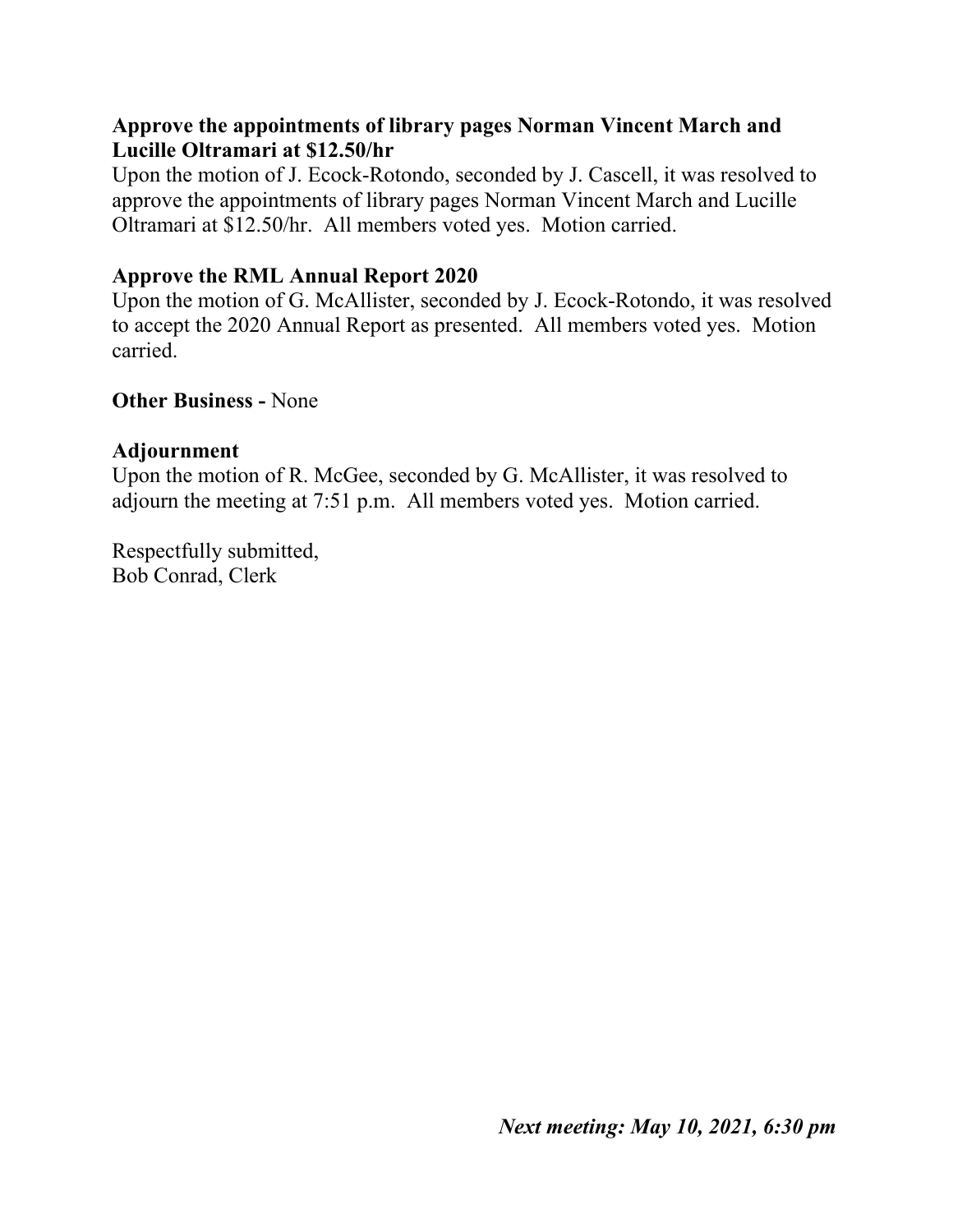**Approve the appointments of library pages Norman Vincent March and Lucille Oltramari at $12.50/hr**

Upon the motion of J. Ecock-Rotondo, seconded by J. Cascell, it was resolved to approve the appointments of library pages Norman Vincent March and Lucille Oltramari at $12.50/hr. All members voted yes. Motion carried.

**Approve the RML Annual Report 2020**

Upon the motion of G. McAllister, seconded by J. Ecock-Rotondo, it was resolved to accept the 2020 Annual Report as presented. All members voted yes. Motion carried.

**Other Business -** None

**Adjournment**

Upon the motion of R. McGee, seconded by G. McAllister, it was resolved to adjourn the meeting at 7:51 p.m. All members voted yes. Motion carried.

Respectfully submitted,
Bob Conrad, Clerk

***Next meeting: May 10, 2021, 6:30 pm***